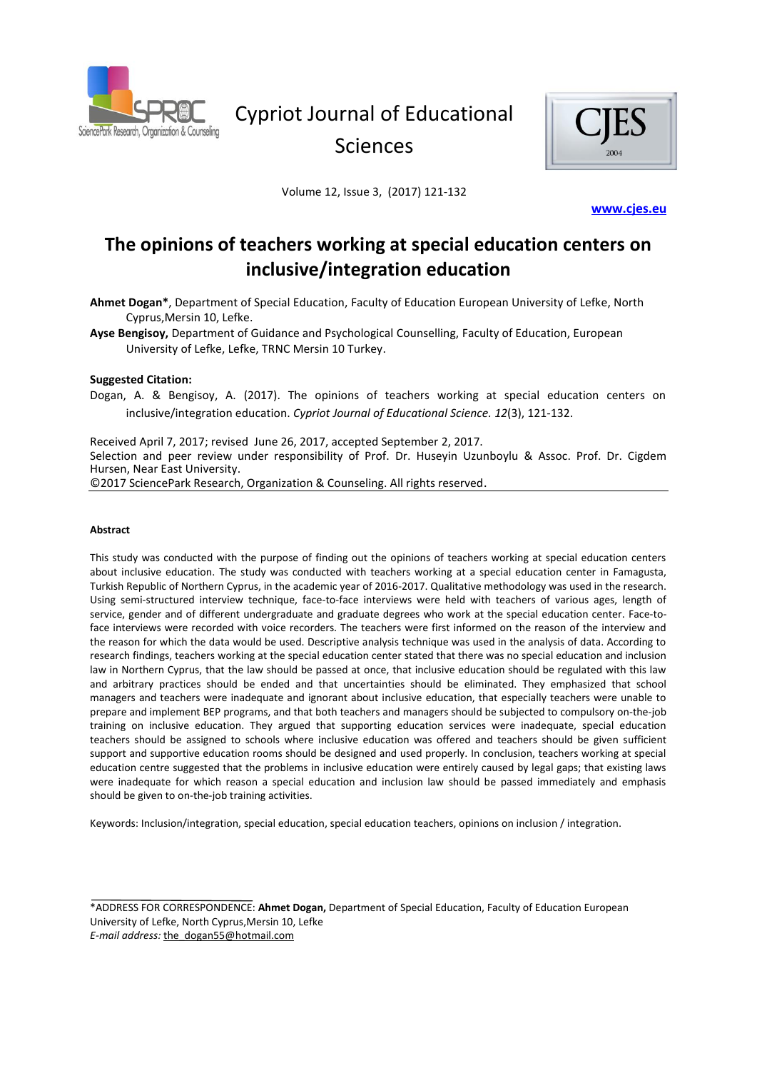Cypriot Journal of Educational Sciences

Volume 12, Issue 3, (2017) 121-132

www.cjes.eu

# The opinions of teachers working at special education centers on inclusive/integration education

**Ahmet Dogan\***, Department of Special Education, Faculty of Education European University of Lefke, North Cyprus,Mersin 10, Lefke.

**Ayse Bengisoy,** Department of Guidance and Psychological Counselling, Faculty of Education, European University of Lefke, Lefke, TRNC Mersin 10 Turkey.

**Suggested Citation:**

Dogan, A. & Bengisoy, A. (2017). The opinions of teachers working at special education centers on inclusive/integration education. *Cypriot Journal of Educational Science. 12*(3), 121-132.

Received April 7, 2017; revised June 26, 2017, accepted September 2, 2017.
Selection and peer review under responsibility of Prof. Dr. Huseyin Uzunboylu & Assoc. Prof. Dr. Cigdem Hursen, Near East University.
©2017 SciencePark Research, Organization & Counseling. All rights reserved.

#### Abstract

This study was conducted with the purpose of finding out the opinions of teachers working at special education centers about inclusive education. The study was conducted with teachers working at a special education center in Famagusta, Turkish Republic of Northern Cyprus, in the academic year of 2016-2017. Qualitative methodology was used in the research. Using semi-structured interview technique, face-to-face interviews were held with teachers of various ages, length of service, gender and of different undergraduate and graduate degrees who work at the special education center. Face-to-face interviews were recorded with voice recorders. The teachers were first informed on the reason of the interview and the reason for which the data would be used. Descriptive analysis technique was used in the analysis of data. According to research findings, teachers working at the special education center stated that there was no special education and inclusion law in Northern Cyprus, that the law should be passed at once, that inclusive education should be regulated with this law and arbitrary practices should be ended and that uncertainties should be eliminated. They emphasized that school managers and teachers were inadequate and ignorant about inclusive education, that especially teachers were unable to prepare and implement BEP programs, and that both teachers and managers should be subjected to compulsory on-the-job training on inclusive education. They argued that supporting education services were inadequate, special education teachers should be assigned to schools where inclusive education was offered and teachers should be given sufficient support and supportive education rooms should be designed and used properly. In conclusion, teachers working at special education centre suggested that the problems in inclusive education were entirely caused by legal gaps; that existing laws were inadequate for which reason a special education and inclusion law should be passed immediately and emphasis should be given to on-the-job training activities.

Keywords: Inclusion/integration, special education, special education teachers, opinions on inclusion / integration.

---

\*ADDRESS FOR CORRESPONDENCE: **Ahmet Dogan,** Department of Special Education, Faculty of Education European University of Lefke, North Cyprus,Mersin 10, Lefke
*E-mail address:* the_dogan55@hotmail.com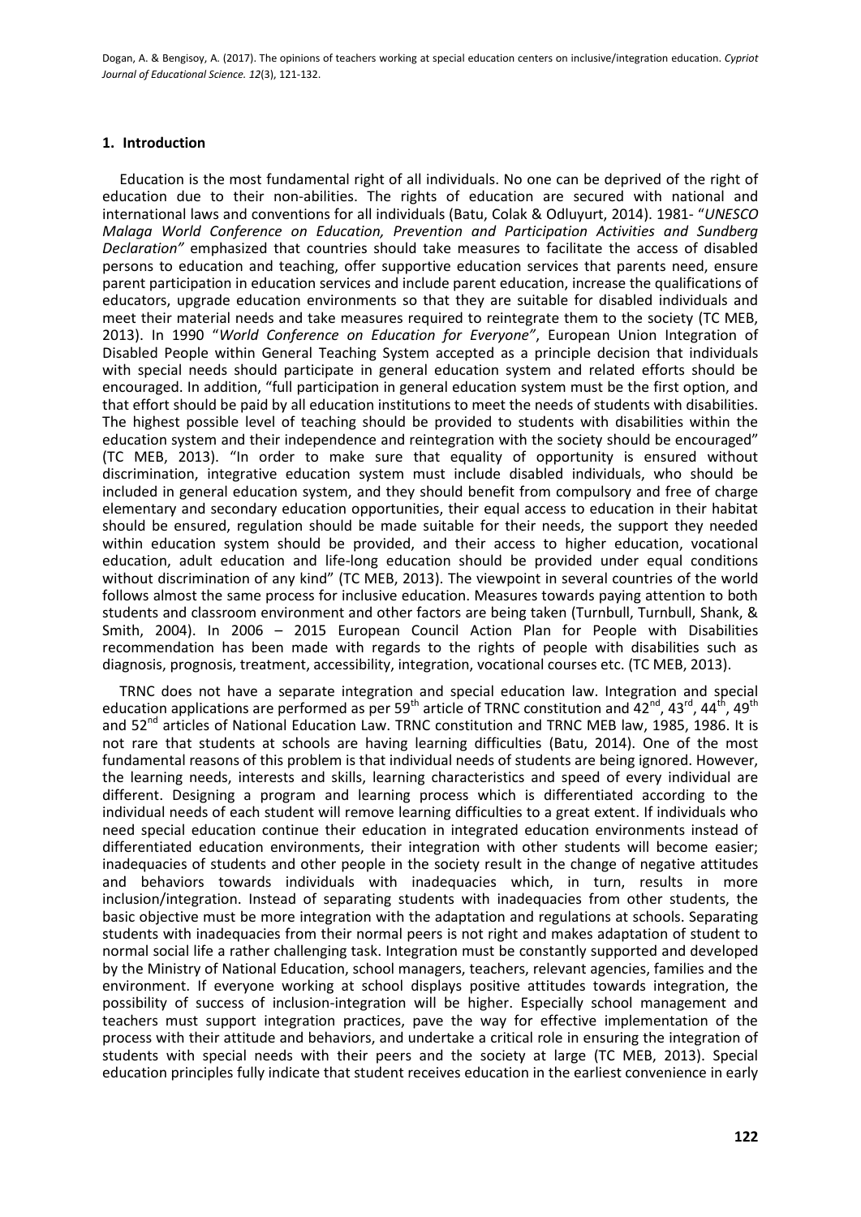## 1. Introduction

Education is the most fundamental right of all individuals. No one can be deprived of the right of education due to their non-abilities. The rights of education are secured with national and international laws and conventions for all individuals (Batu, Colak & Odluyurt, 2014). 1981- "*UNESCO Malaga World Conference on Education, Prevention and Participation Activities and Sundberg Declaration"* emphasized that countries should take measures to facilitate the access of disabled persons to education and teaching, offer supportive education services that parents need, ensure parent participation in education services and include parent education, increase the qualifications of educators, upgrade education environments so that they are suitable for disabled individuals and meet their material needs and take measures required to reintegrate them to the society (TC MEB, 2013). In 1990 "*World Conference on Education for Everyone"*, European Union Integration of Disabled People within General Teaching System accepted as a principle decision that individuals with special needs should participate in general education system and related efforts should be encouraged. In addition, "full participation in general education system must be the first option, and that effort should be paid by all education institutions to meet the needs of students with disabilities. The highest possible level of teaching should be provided to students with disabilities within the education system and their independence and reintegration with the society should be encouraged" (TC MEB, 2013). "In order to make sure that equality of opportunity is ensured without discrimination, integrative education system must include disabled individuals, who should be included in general education system, and they should benefit from compulsory and free of charge elementary and secondary education opportunities, their equal access to education in their habitat should be ensured, regulation should be made suitable for their needs, the support they needed within education system should be provided, and their access to higher education, vocational education, adult education and life-long education should be provided under equal conditions without discrimination of any kind" (TC MEB, 2013). The viewpoint in several countries of the world follows almost the same process for inclusive education. Measures towards paying attention to both students and classroom environment and other factors are being taken (Turnbull, Turnbull, Shank, & Smith, 2004). In 2006 – 2015 European Council Action Plan for People with Disabilities recommendation has been made with regards to the rights of people with disabilities such as diagnosis, prognosis, treatment, accessibility, integration, vocational courses etc. (TC MEB, 2013).

TRNC does not have a separate integration and special education law. Integration and special education applications are performed as per 59th article of TRNC constitution and 42nd, 43rd, 44th, 49th and 52nd articles of National Education Law. TRNC constitution and TRNC MEB law, 1985, 1986. It is not rare that students at schools are having learning difficulties (Batu, 2014). One of the most fundamental reasons of this problem is that individual needs of students are being ignored. However, the learning needs, interests and skills, learning characteristics and speed of every individual are different. Designing a program and learning process which is differentiated according to the individual needs of each student will remove learning difficulties to a great extent. If individuals who need special education continue their education in integrated education environments instead of differentiated education environments, their integration with other students will become easier; inadequacies of students and other people in the society result in the change of negative attitudes and behaviors towards individuals with inadequacies which, in turn, results in more inclusion/integration. Instead of separating students with inadequacies from other students, the basic objective must be more integration with the adaptation and regulations at schools. Separating students with inadequacies from their normal peers is not right and makes adaptation of student to normal social life a rather challenging task. Integration must be constantly supported and developed by the Ministry of National Education, school managers, teachers, relevant agencies, families and the environment. If everyone working at school displays positive attitudes towards integration, the possibility of success of inclusion-integration will be higher. Especially school management and teachers must support integration practices, pave the way for effective implementation of the process with their attitude and behaviors, and undertake a critical role in ensuring the integration of students with special needs with their peers and the society at large (TC MEB, 2013). Special education principles fully indicate that student receives education in the earliest convenience in early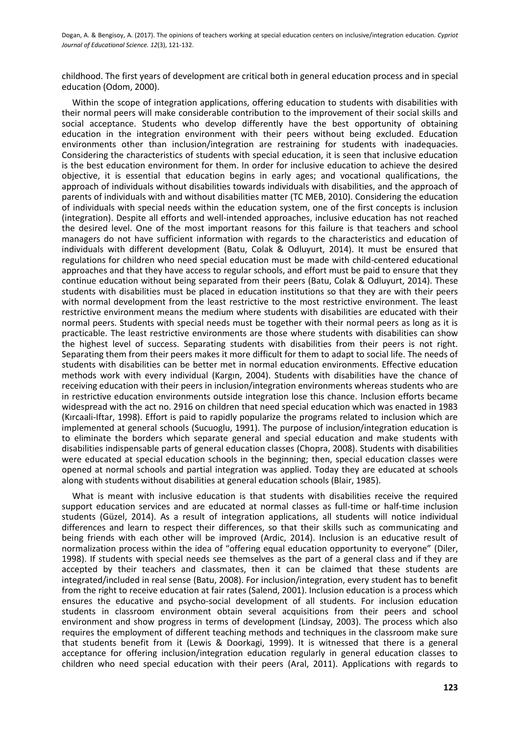childhood. The first years of development are critical both in general education process and in special education (Odom, 2000).

Within the scope of integration applications, offering education to students with disabilities with their normal peers will make considerable contribution to the improvement of their social skills and social acceptance. Students who develop differently have the best opportunity of obtaining education in the integration environment with their peers without being excluded. Education environments other than inclusion/integration are restraining for students with inadequacies. Considering the characteristics of students with special education, it is seen that inclusive education is the best education environment for them. In order for inclusive education to achieve the desired objective, it is essential that education begins in early ages; and vocational qualifications, the approach of individuals without disabilities towards individuals with disabilities, and the approach of parents of individuals with and without disabilities matter (TC MEB, 2010). Considering the education of individuals with special needs within the education system, one of the first concepts is inclusion (integration). Despite all efforts and well-intended approaches, inclusive education has not reached the desired level. One of the most important reasons for this failure is that teachers and school managers do not have sufficient information with regards to the characteristics and education of individuals with different development (Batu, Colak & Odluyurt, 2014). It must be ensured that regulations for children who need special education must be made with child-centered educational approaches and that they have access to regular schools, and effort must be paid to ensure that they continue education without being separated from their peers (Batu, Colak & Odluyurt, 2014). These students with disabilities must be placed in education institutions so that they are with their peers with normal development from the least restrictive to the most restrictive environment. The least restrictive environment means the medium where students with disabilities are educated with their normal peers. Students with special needs must be together with their normal peers as long as it is practicable. The least restrictive environments are those where students with disabilities can show the highest level of success. Separating students with disabilities from their peers is not right. Separating them from their peers makes it more difficult for them to adapt to social life. The needs of students with disabilities can be better met in normal education environments. Effective education methods work with every individual (Kargın, 2004). Students with disabilities have the chance of receiving education with their peers in inclusion/integration environments whereas students who are in restrictive education environments outside integration lose this chance. Inclusion efforts became widespread with the act no. 2916 on children that need special education which was enacted in 1983 (Kırcaali-Iftar, 1998). Effort is paid to rapidly popularize the programs related to inclusion which are implemented at general schools (Sucuoglu, 1991). The purpose of inclusion/integration education is to eliminate the borders which separate general and special education and make students with disabilities indispensable parts of general education classes (Chopra, 2008). Students with disabilities were educated at special education schools in the beginning; then, special education classes were opened at normal schools and partial integration was applied. Today they are educated at schools along with students without disabilities at general education schools (Blair, 1985).

What is meant with inclusive education is that students with disabilities receive the required support education services and are educated at normal classes as full-time or half-time inclusion students (Güzel, 2014). As a result of integration applications, all students will notice individual differences and learn to respect their differences, so that their skills such as communicating and being friends with each other will be improved (Ardic, 2014). Inclusion is an educative result of normalization process within the idea of "offering equal education opportunity to everyone" (Diler, 1998). If students with special needs see themselves as the part of a general class and if they are accepted by their teachers and classmates, then it can be claimed that these students are integrated/included in real sense (Batu, 2008). For inclusion/integration, every student has to benefit from the right to receive education at fair rates (Salend, 2001). Inclusion education is a process which ensures the educative and psycho-social development of all students. For inclusion education students in classroom environment obtain several acquisitions from their peers and school environment and show progress in terms of development (Lindsay, 2003). The process which also requires the employment of different teaching methods and techniques in the classroom make sure that students benefit from it (Lewis & Doorkagi, 1999). It is witnessed that there is a general acceptance for offering inclusion/integration education regularly in general education classes to children who need special education with their peers (Aral, 2011). Applications with regards to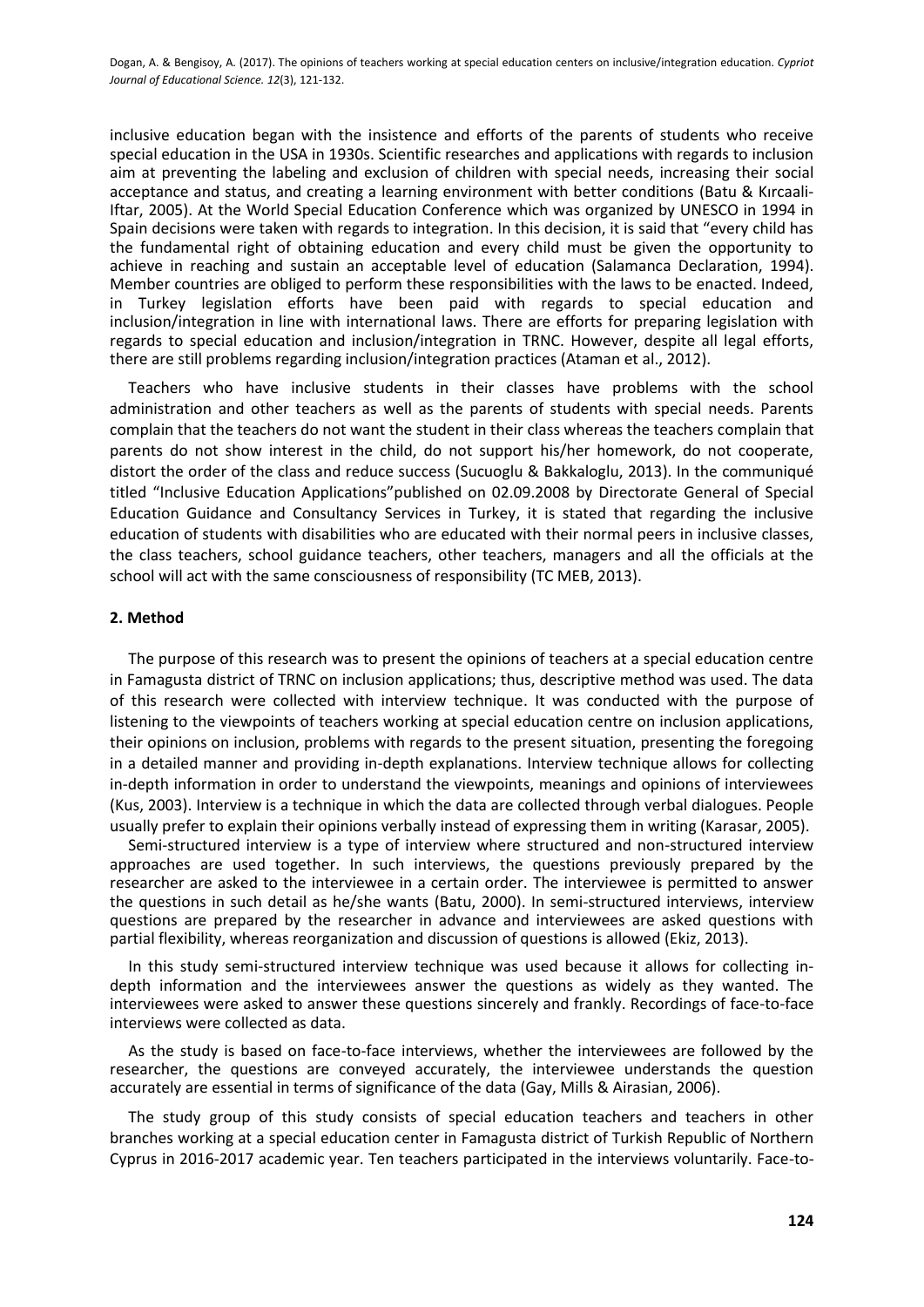inclusive education began with the insistence and efforts of the parents of students who receive special education in the USA in 1930s. Scientific researches and applications with regards to inclusion aim at preventing the labeling and exclusion of children with special needs, increasing their social acceptance and status, and creating a learning environment with better conditions (Batu & Kırcaali-Iftar, 2005). At the World Special Education Conference which was organized by UNESCO in 1994 in Spain decisions were taken with regards to integration. In this decision, it is said that "every child has the fundamental right of obtaining education and every child must be given the opportunity to achieve in reaching and sustain an acceptable level of education (Salamanca Declaration, 1994). Member countries are obliged to perform these responsibilities with the laws to be enacted. Indeed, in Turkey legislation efforts have been paid with regards to special education and inclusion/integration in line with international laws. There are efforts for preparing legislation with regards to special education and inclusion/integration in TRNC. However, despite all legal efforts, there are still problems regarding inclusion/integration practices (Ataman et al., 2012).

Teachers who have inclusive students in their classes have problems with the school administration and other teachers as well as the parents of students with special needs. Parents complain that the teachers do not want the student in their class whereas the teachers complain that parents do not show interest in the child, do not support his/her homework, do not cooperate, distort the order of the class and reduce success (Sucuoglu & Bakkaloglu, 2013). In the communiqué titled "Inclusive Education Applications"published on 02.09.2008 by Directorate General of Special Education Guidance and Consultancy Services in Turkey, it is stated that regarding the inclusive education of students with disabilities who are educated with their normal peers in inclusive classes, the class teachers, school guidance teachers, other teachers, managers and all the officials at the school will act with the same consciousness of responsibility (TC MEB, 2013).

## 2. Method

The purpose of this research was to present the opinions of teachers at a special education centre in Famagusta district of TRNC on inclusion applications; thus, descriptive method was used. The data of this research were collected with interview technique. It was conducted with the purpose of listening to the viewpoints of teachers working at special education centre on inclusion applications, their opinions on inclusion, problems with regards to the present situation, presenting the foregoing in a detailed manner and providing in-depth explanations. Interview technique allows for collecting in-depth information in order to understand the viewpoints, meanings and opinions of interviewees (Kus, 2003). Interview is a technique in which the data are collected through verbal dialogues. People usually prefer to explain their opinions verbally instead of expressing them in writing (Karasar, 2005).

Semi-structured interview is a type of interview where structured and non-structured interview approaches are used together. In such interviews, the questions previously prepared by the researcher are asked to the interviewee in a certain order. The interviewee is permitted to answer the questions in such detail as he/she wants (Batu, 2000). In semi-structured interviews, interview questions are prepared by the researcher in advance and interviewees are asked questions with partial flexibility, whereas reorganization and discussion of questions is allowed (Ekiz, 2013).

In this study semi-structured interview technique was used because it allows for collecting in-depth information and the interviewees answer the questions as widely as they wanted. The interviewees were asked to answer these questions sincerely and frankly. Recordings of face-to-face interviews were collected as data.

As the study is based on face-to-face interviews, whether the interviewees are followed by the researcher, the questions are conveyed accurately, the interviewee understands the question accurately are essential in terms of significance of the data (Gay, Mills & Airasian, 2006).

The study group of this study consists of special education teachers and teachers in other branches working at a special education center in Famagusta district of Turkish Republic of Northern Cyprus in 2016-2017 academic year. Ten teachers participated in the interviews voluntarily. Face-to-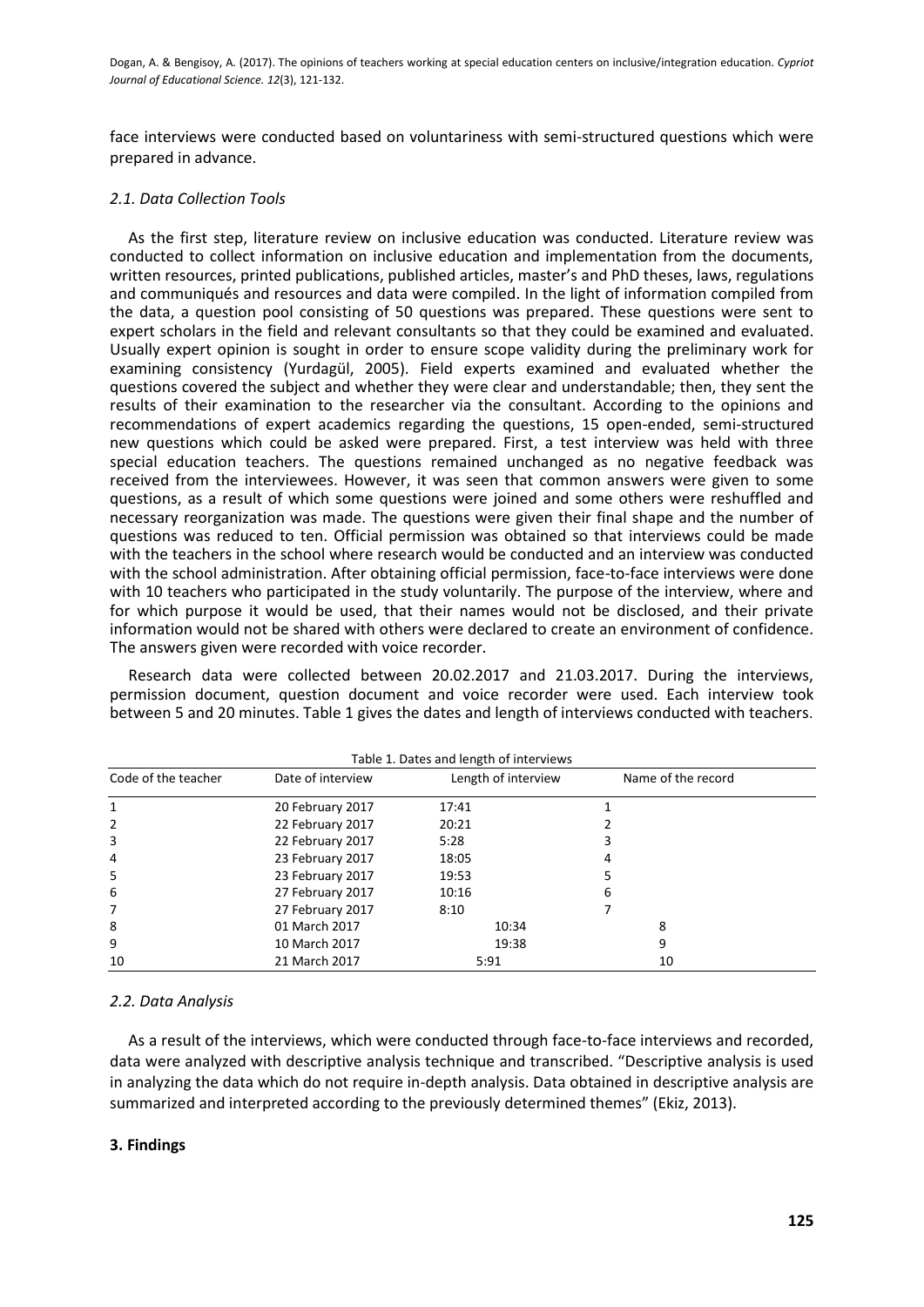face interviews were conducted based on voluntariness with semi-structured questions which were prepared in advance.

### *2.1. Data Collection Tools*

As the first step, literature review on inclusive education was conducted. Literature review was conducted to collect information on inclusive education and implementation from the documents, written resources, printed publications, published articles, master's and PhD theses, laws, regulations and communiqués and resources and data were compiled. In the light of information compiled from the data, a question pool consisting of 50 questions was prepared. These questions were sent to expert scholars in the field and relevant consultants so that they could be examined and evaluated. Usually expert opinion is sought in order to ensure scope validity during the preliminary work for examining consistency (Yurdagül, 2005). Field experts examined and evaluated whether the questions covered the subject and whether they were clear and understandable; then, they sent the results of their examination to the researcher via the consultant. According to the opinions and recommendations of expert academics regarding the questions, 15 open-ended, semi-structured new questions which could be asked were prepared. First, a test interview was held with three special education teachers. The questions remained unchanged as no negative feedback was received from the interviewees. However, it was seen that common answers were given to some questions, as a result of which some questions were joined and some others were reshuffled and necessary reorganization was made. The questions were given their final shape and the number of questions was reduced to ten. Official permission was obtained so that interviews could be made with the teachers in the school where research would be conducted and an interview was conducted with the school administration. After obtaining official permission, face-to-face interviews were done with 10 teachers who participated in the study voluntarily. The purpose of the interview, where and for which purpose it would be used, that their names would not be disclosed, and their private information would not be shared with others were declared to create an environment of confidence. The answers given were recorded with voice recorder.

Research data were collected between 20.02.2017 and 21.03.2017. During the interviews, permission document, question document and voice recorder were used. Each interview took between 5 and 20 minutes. Table 1 gives the dates and length of interviews conducted with teachers.

Table 1. Dates and length of interviews

| Code of the teacher | Date of interview | Length of interview | Name of the record |
|---|---|---|---|
| 1 | 20 February 2017 | 17:41 | 1 |
| 2 | 22 February 2017 | 20:21 | 2 |
| 3 | 22 February 2017 | 5:28 | 3 |
| 4 | 23 February 2017 | 18:05 | 4 |
| 5 | 23 February 2017 | 19:53 | 5 |
| 6 | 27 February 2017 | 10:16 | 6 |
| 7 | 27 February 2017 | 8:10 | 7 |
| 8 | 01 March 2017 | 10:34 | 8 |
| 9 | 10 March 2017 | 19:38 | 9 |
| 10 | 21 March 2017 | 5:91 | 10 |

### *2.2. Data Analysis*

As a result of the interviews, which were conducted through face-to-face interviews and recorded, data were analyzed with descriptive analysis technique and transcribed. "Descriptive analysis is used in analyzing the data which do not require in-depth analysis. Data obtained in descriptive analysis are summarized and interpreted according to the previously determined themes" (Ekiz, 2013).

## **3. Findings**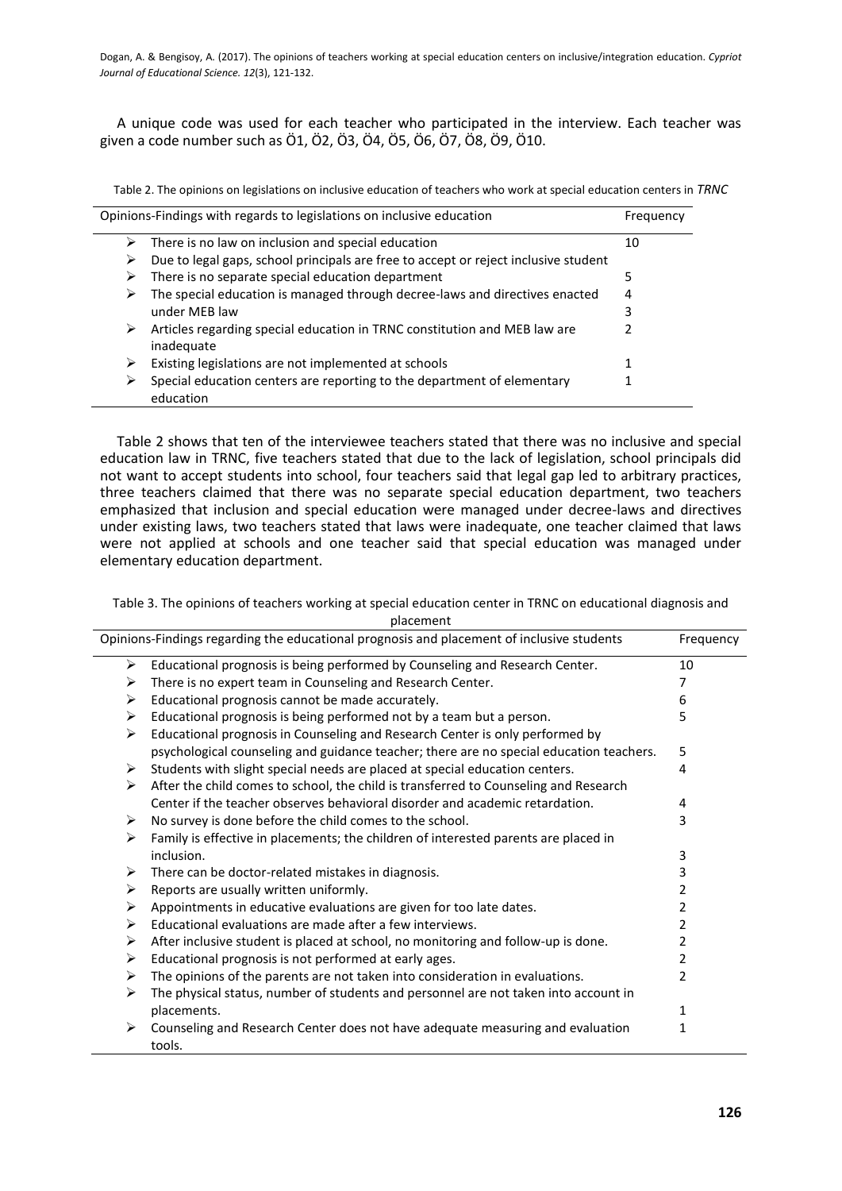A unique code was used for each teacher who participated in the interview. Each teacher was given a code number such as Ö1, Ö2, Ö3, Ö4, Ö5, Ö6, Ö7, Ö8, Ö9, Ö10.

Table 2. The opinions on legislations on inclusive education of teachers who work at special education centers in *TRNC*

| Opinions-Findings with regards to legislations on inclusive education | Frequency |
|---|---|
| ➢ There is no law on inclusion and special education | 10 |
| ➢ Due to legal gaps, school principals are free to accept or reject inclusive student | |
| ➢ There is no separate special education department | 5 |
| ➢ The special education is managed through decree-laws and directives enacted | 4 |
| under MEB law | 3 |
| ➢ Articles regarding special education in TRNC constitution and MEB law are inadequate | 2 |
| ➢ Existing legislations are not implemented at schools | 1 |
| ➢ Special education centers are reporting to the department of elementary education | 1 |

Table 2 shows that ten of the interviewee teachers stated that there was no inclusive and special education law in TRNC, five teachers stated that due to the lack of legislation, school principals did not want to accept students into school, four teachers said that legal gap led to arbitrary practices, three teachers claimed that there was no separate special education department, two teachers emphasized that inclusion and special education were managed under decree-laws and directives under existing laws, two teachers stated that laws were inadequate, one teacher claimed that laws were not applied at schools and one teacher said that special education was managed under elementary education department.

Table 3. The opinions of teachers working at special education center in TRNC on educational diagnosis and placement

| Opinions-Findings regarding the educational prognosis and placement of inclusive students | Frequency |
|---|---|
| ➢ Educational prognosis is being performed by Counseling and Research Center. | 10 |
| ➢ There is no expert team in Counseling and Research Center. | 7 |
| ➢ Educational prognosis cannot be made accurately. | 6 |
| ➢ Educational prognosis is being performed not by a team but a person. | 5 |
| ➢ Educational prognosis in Counseling and Research Center is only performed by psychological counseling and guidance teacher; there are no special education teachers. | 5 |
| ➢ Students with slight special needs are placed at special education centers. | 4 |
| ➢ After the child comes to school, the child is transferred to Counseling and Research Center if the teacher observes behavioral disorder and academic retardation. | 4 |
| ➢ No survey is done before the child comes to the school. | 3 |
| ➢ Family is effective in placements; the children of interested parents are placed in inclusion. | 3 |
| ➢ There can be doctor-related mistakes in diagnosis. | 3 |
| ➢ Reports are usually written uniformly. | 2 |
| ➢ Appointments in educative evaluations are given for too late dates. | 2 |
| ➢ Educational evaluations are made after a few interviews. | 2 |
| ➢ After inclusive student is placed at school, no monitoring and follow-up is done. | 2 |
| ➢ Educational prognosis is not performed at early ages. | 2 |
| ➢ The opinions of the parents are not taken into consideration in evaluations. | 2 |
| ➢ The physical status, number of students and personnel are not taken into account in placements. | 1 |
| ➢ Counseling and Research Center does not have adequate measuring and evaluation tools. | 1 |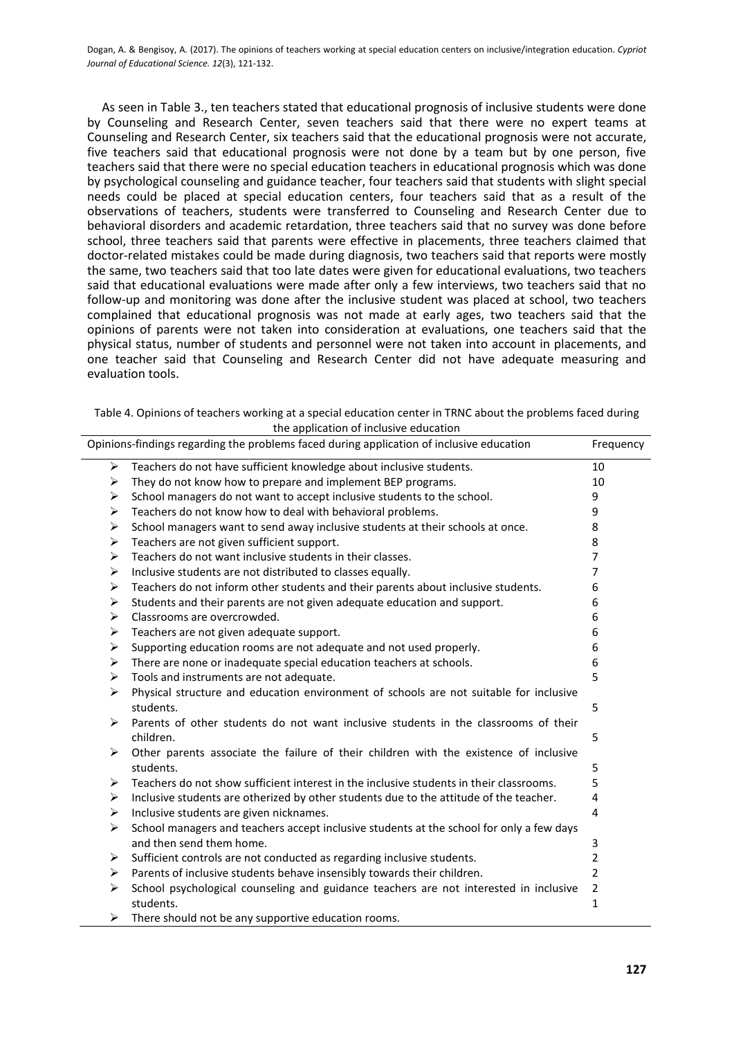As seen in Table 3., ten teachers stated that educational prognosis of inclusive students were done by Counseling and Research Center, seven teachers said that there were no expert teams at Counseling and Research Center, six teachers said that the educational prognosis were not accurate, five teachers said that educational prognosis were not done by a team but by one person, five teachers said that there were no special education teachers in educational prognosis which was done by psychological counseling and guidance teacher, four teachers said that students with slight special needs could be placed at special education centers, four teachers said that as a result of the observations of teachers, students were transferred to Counseling and Research Center due to behavioral disorders and academic retardation, three teachers said that no survey was done before school, three teachers said that parents were effective in placements, three teachers claimed that doctor-related mistakes could be made during diagnosis, two teachers said that reports were mostly the same, two teachers said that too late dates were given for educational evaluations, two teachers said that educational evaluations were made after only a few interviews, two teachers said that no follow-up and monitoring was done after the inclusive student was placed at school, two teachers complained that educational prognosis was not made at early ages, two teachers said that the opinions of parents were not taken into consideration at evaluations, one teachers said that the physical status, number of students and personnel were not taken into account in placements, and one teacher said that Counseling and Research Center did not have adequate measuring and evaluation tools.

Table 4. Opinions of teachers working at a special education center in TRNC about the problems faced during the application of inclusive education

| Opinions-findings regarding the problems faced during application of inclusive education | Frequency |
|---|---|
| ➢ Teachers do not have sufficient knowledge about inclusive students. | 10 |
| ➢ They do not know how to prepare and implement BEP programs. | 10 |
| ➢ School managers do not want to accept inclusive students to the school. | 9 |
| ➢ Teachers do not know how to deal with behavioral problems. | 9 |
| ➢ School managers want to send away inclusive students at their schools at once. | 8 |
| ➢ Teachers are not given sufficient support. | 8 |
| ➢ Teachers do not want inclusive students in their classes. | 7 |
| ➢ Inclusive students are not distributed to classes equally. | 7 |
| ➢ Teachers do not inform other students and their parents about inclusive students. | 6 |
| ➢ Students and their parents are not given adequate education and support. | 6 |
| ➢ Classrooms are overcrowded. | 6 |
| ➢ Teachers are not given adequate support. | 6 |
| ➢ Supporting education rooms are not adequate and not used properly. | 6 |
| ➢ There are none or inadequate special education teachers at schools. | 6 |
| ➢ Tools and instruments are not adequate. | 5 |
| ➢ Physical structure and education environment of schools are not suitable for inclusive students. | 5 |
| ➢ Parents of other students do not want inclusive students in the classrooms of their children. | 5 |
| ➢ Other parents associate the failure of their children with the existence of inclusive students. | 5 |
| ➢ Teachers do not show sufficient interest in the inclusive students in their classrooms. | 5 |
| ➢ Inclusive students are otherized by other students due to the attitude of the teacher. | 4 |
| ➢ Inclusive students are given nicknames. | 4 |
| ➢ School managers and teachers accept inclusive students at the school for only a few days and then send them home. | 3 |
| ➢ Sufficient controls are not conducted as regarding inclusive students. | 2 |
| ➢ Parents of inclusive students behave insensibly towards their children. | 2 |
| ➢ School psychological counseling and guidance teachers are not interested in inclusive students. | 2 |
| ➢ There should not be any supportive education rooms. | 1 |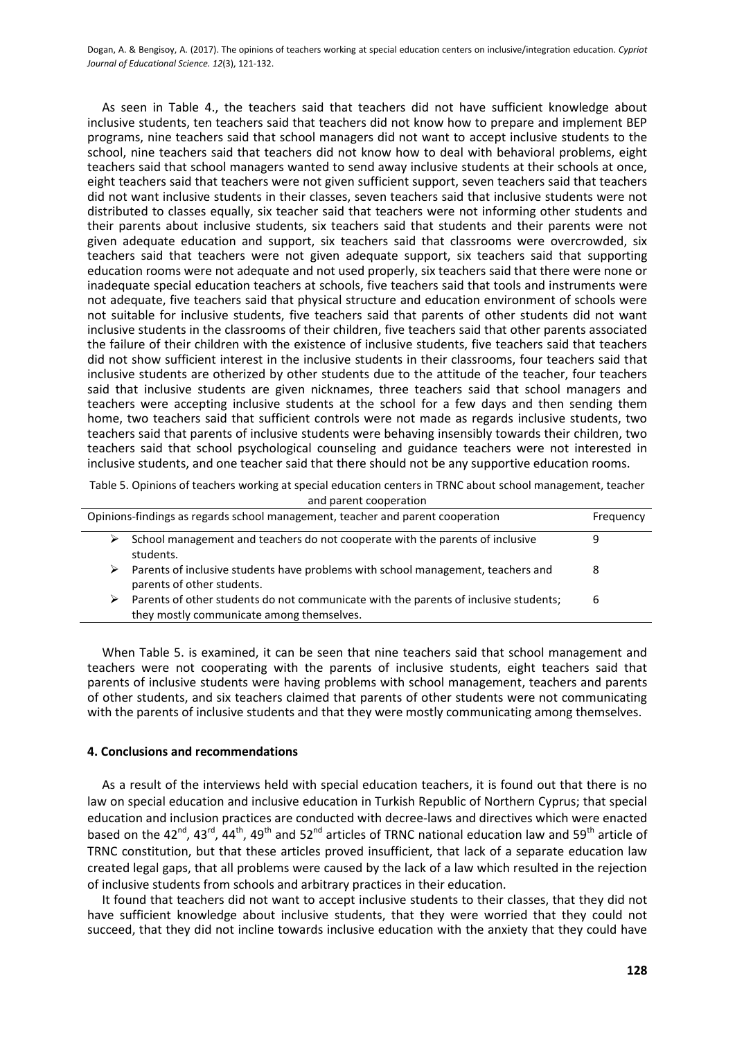As seen in Table 4., the teachers said that teachers did not have sufficient knowledge about inclusive students, ten teachers said that teachers did not know how to prepare and implement BEP programs, nine teachers said that school managers did not want to accept inclusive students to the school, nine teachers said that teachers did not know how to deal with behavioral problems, eight teachers said that school managers wanted to send away inclusive students at their schools at once, eight teachers said that teachers were not given sufficient support, seven teachers said that teachers did not want inclusive students in their classes, seven teachers said that inclusive students were not distributed to classes equally, six teacher said that teachers were not informing other students and their parents about inclusive students, six teachers said that students and their parents were not given adequate education and support, six teachers said that classrooms were overcrowded, six teachers said that teachers were not given adequate support, six teachers said that supporting education rooms were not adequate and not used properly, six teachers said that there were none or inadequate special education teachers at schools, five teachers said that tools and instruments were not adequate, five teachers said that physical structure and education environment of schools were not suitable for inclusive students, five teachers said that parents of other students did not want inclusive students in the classrooms of their children, five teachers said that other parents associated the failure of their children with the existence of inclusive students, five teachers said that teachers did not show sufficient interest in the inclusive students in their classrooms, four teachers said that inclusive students are otherized by other students due to the attitude of the teacher, four teachers said that inclusive students are given nicknames, three teachers said that school managers and teachers were accepting inclusive students at the school for a few days and then sending them home, two teachers said that sufficient controls were not made as regards inclusive students, two teachers said that parents of inclusive students were behaving insensibly towards their children, two teachers said that school psychological counseling and guidance teachers were not interested in inclusive students, and one teacher said that there should not be any supportive education rooms.

Table 5. Opinions of teachers working at special education centers in TRNC about school management, teacher and parent cooperation

| Opinions-findings as regards school management, teacher and parent cooperation | Frequency |
|---|---|
| ➢ School management and teachers do not cooperate with the parents of inclusive students. | 9 |
| ➢ Parents of inclusive students have problems with school management, teachers and parents of other students. | 8 |
| ➢ Parents of other students do not communicate with the parents of inclusive students; they mostly communicate among themselves. | 6 |

When Table 5. is examined, it can be seen that nine teachers said that school management and teachers were not cooperating with the parents of inclusive students, eight teachers said that parents of inclusive students were having problems with school management, teachers and parents of other students, and six teachers claimed that parents of other students were not communicating with the parents of inclusive students and that they were mostly communicating among themselves.

## 4. Conclusions and recommendations

As a result of the interviews held with special education teachers, it is found out that there is no law on special education and inclusive education in Turkish Republic of Northern Cyprus; that special education and inclusion practices are conducted with decree-laws and directives which were enacted based on the 42nd, 43rd, 44th, 49th and 52nd articles of TRNC national education law and 59th article of TRNC constitution, but that these articles proved insufficient, that lack of a separate education law created legal gaps, that all problems were caused by the lack of a law which resulted in the rejection of inclusive students from schools and arbitrary practices in their education.

It found that teachers did not want to accept inclusive students to their classes, that they did not have sufficient knowledge about inclusive students, that they were worried that they could not succeed, that they did not incline towards inclusive education with the anxiety that they could have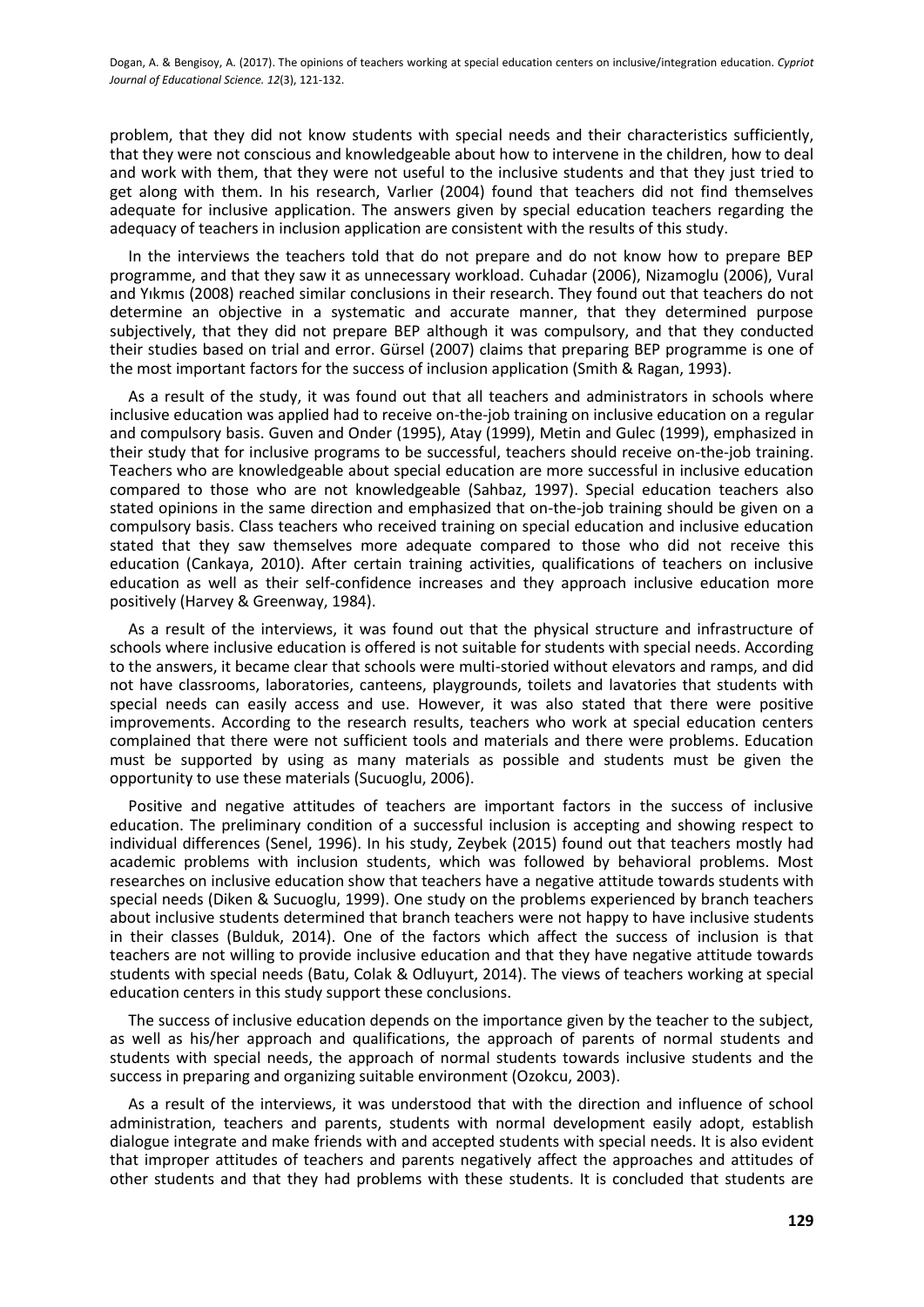problem, that they did not know students with special needs and their characteristics sufficiently, that they were not conscious and knowledgeable about how to intervene in the children, how to deal and work with them, that they were not useful to the inclusive students and that they just tried to get along with them. In his research, Varlıer (2004) found that teachers did not find themselves adequate for inclusive application. The answers given by special education teachers regarding the adequacy of teachers in inclusion application are consistent with the results of this study.

In the interviews the teachers told that do not prepare and do not know how to prepare BEP programme, and that they saw it as unnecessary workload. Cuhadar (2006), Nizamoglu (2006), Vural and Yıkmıs (2008) reached similar conclusions in their research. They found out that teachers do not determine an objective in a systematic and accurate manner, that they determined purpose subjectively, that they did not prepare BEP although it was compulsory, and that they conducted their studies based on trial and error. Gürsel (2007) claims that preparing BEP programme is one of the most important factors for the success of inclusion application (Smith & Ragan, 1993).

As a result of the study, it was found out that all teachers and administrators in schools where inclusive education was applied had to receive on-the-job training on inclusive education on a regular and compulsory basis. Guven and Onder (1995), Atay (1999), Metin and Gulec (1999), emphasized in their study that for inclusive programs to be successful, teachers should receive on-the-job training. Teachers who are knowledgeable about special education are more successful in inclusive education compared to those who are not knowledgeable (Sahbaz, 1997). Special education teachers also stated opinions in the same direction and emphasized that on-the-job training should be given on a compulsory basis. Class teachers who received training on special education and inclusive education stated that they saw themselves more adequate compared to those who did not receive this education (Cankaya, 2010). After certain training activities, qualifications of teachers on inclusive education as well as their self-confidence increases and they approach inclusive education more positively (Harvey & Greenway, 1984).

As a result of the interviews, it was found out that the physical structure and infrastructure of schools where inclusive education is offered is not suitable for students with special needs. According to the answers, it became clear that schools were multi-storied without elevators and ramps, and did not have classrooms, laboratories, canteens, playgrounds, toilets and lavatories that students with special needs can easily access and use. However, it was also stated that there were positive improvements. According to the research results, teachers who work at special education centers complained that there were not sufficient tools and materials and there were problems. Education must be supported by using as many materials as possible and students must be given the opportunity to use these materials (Sucuoglu, 2006).

Positive and negative attitudes of teachers are important factors in the success of inclusive education. The preliminary condition of a successful inclusion is accepting and showing respect to individual differences (Senel, 1996). In his study, Zeybek (2015) found out that teachers mostly had academic problems with inclusion students, which was followed by behavioral problems. Most researches on inclusive education show that teachers have a negative attitude towards students with special needs (Diken & Sucuoglu, 1999). One study on the problems experienced by branch teachers about inclusive students determined that branch teachers were not happy to have inclusive students in their classes (Bulduk, 2014). One of the factors which affect the success of inclusion is that teachers are not willing to provide inclusive education and that they have negative attitude towards students with special needs (Batu, Colak & Odluyurt, 2014). The views of teachers working at special education centers in this study support these conclusions.

The success of inclusive education depends on the importance given by the teacher to the subject, as well as his/her approach and qualifications, the approach of parents of normal students and students with special needs, the approach of normal students towards inclusive students and the success in preparing and organizing suitable environment (Ozokcu, 2003).

As a result of the interviews, it was understood that with the direction and influence of school administration, teachers and parents, students with normal development easily adopt, establish dialogue integrate and make friends with and accepted students with special needs. It is also evident that improper attitudes of teachers and parents negatively affect the approaches and attitudes of other students and that they had problems with these students. It is concluded that students are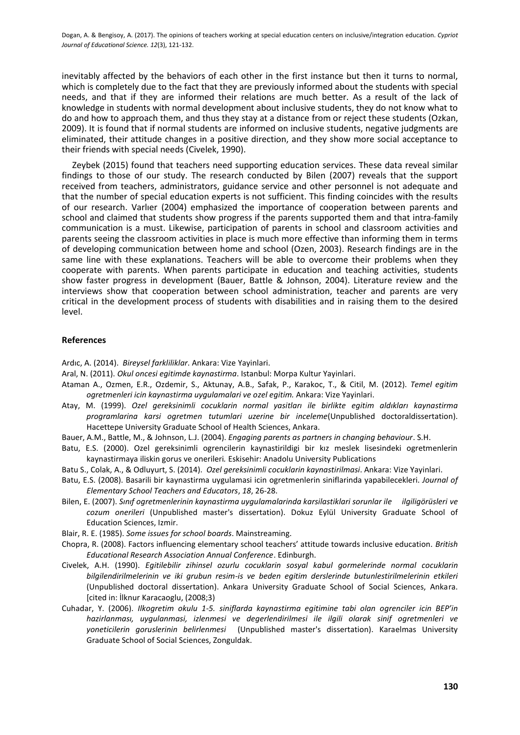inevitably affected by the behaviors of each other in the first instance but then it turns to normal, which is completely due to the fact that they are previously informed about the students with special needs, and that if they are informed their relations are much better. As a result of the lack of knowledge in students with normal development about inclusive students, they do not know what to do and how to approach them, and thus they stay at a distance from or reject these students (Ozkan, 2009). It is found that if normal students are informed on inclusive students, negative judgments are eliminated, their attitude changes in a positive direction, and they show more social acceptance to their friends with special needs (Civelek, 1990).

Zeybek (2015) found that teachers need supporting education services. These data reveal similar findings to those of our study. The research conducted by Bilen (2007) reveals that the support received from teachers, administrators, guidance service and other personnel is not adequate and that the number of special education experts is not sufficient. This finding coincides with the results of our research. Varlıer (2004) emphasized the importance of cooperation between parents and school and claimed that students show progress if the parents supported them and that intra-family communication is a must. Likewise, participation of parents in school and classroom activities and parents seeing the classroom activities in place is much more effective than informing them in terms of developing communication between home and school (Ozen, 2003). Research findings are in the same line with these explanations. Teachers will be able to overcome their problems when they cooperate with parents. When parents participate in education and teaching activities, students show faster progress in development (Bauer, Battle & Johnson, 2004). Literature review and the interviews show that cooperation between school administration, teacher and parents are very critical in the development process of students with disabilities and in raising them to the desired level.

## References

Ardıc, A. (2014). *Bireysel farkliliklar*. Ankara: Vize Yayinlari.

Aral, N. (2011). *Okul oncesi egitimde kaynastirma*. Istanbul: Morpa Kultur Yayinlari.

Ataman A., Ozmen, E.R., Ozdemir, S., Aktunay, A.B., Safak, P., Karakoc, T., & Citil, M. (2012). *Temel egitim ogretmenleri icin kaynastirma uygulamalari ve ozel egitim.* Ankara: Vize Yayinlari.

Atay, M. (1999). *Ozel gereksinimli cocuklarin normal yasitları ile birlikte egitim aldıkları kaynastirma programlarina karsi ogretmen tutumlari uzerine bir inceleme*(Unpublished doctoraldissertation). Hacettepe University Graduate School of Health Sciences, Ankara.

Bauer, A.M., Battle, M., & Johnson, L.J. (2004). *Engaging parents as partners in changing behaviour*. S.H.

Batu, E.S. (2000). Ozel gereksinimli ogrencilerin kaynastirildigi bir kız meslek lisesindeki ogretmenlerin kaynastirmaya iliskin gorus ve onerileri*.* Eskisehir: Anadolu University Publications

Batu S., Colak, A., & Odluyurt, S. (2014). *Ozel gereksinimli cocuklarin kaynastirilmasi*. Ankara: Vize Yayinlari.

Batu, E.S. (2008). Basarili bir kaynastirma uygulamasi icin ogretmenlerin siniflarinda yapabilecekleri. *Journal of Elementary School Teachers and Educators*, *18*, 26-28.

Bilen, E. (2007). *Sınıf ogretmenlerinin kaynastirma uygulamalarinda karsilastiklari sorunlar ile ilgiligörüsleri ve cozum onerileri* (Unpublished master's dissertation). Dokuz Eylül University Graduate School of Education Sciences, Izmir.

Blair, R. E. (1985). *Some issues for school boards*. Mainstreaming.

Chopra, R. (2008). Factors influencing elementary school teachers' attitude towards inclusive education. *British Educational Research Association Annual Conference*. Edinburgh.

Civelek, A.H. (1990). *Egitilebilir zihinsel ozurlu cocuklarin sosyal kabul gormelerinde normal cocuklarin bilgilendirilmelerinin ve iki grubun resim-is ve beden egitim derslerinde butunlestirilmelerinin etkileri* (Unpublished doctoral dissertation). Ankara University Graduate School of Social Sciences, Ankara. [cited in: İlknur Karacaoglu, (2008;3)

Cuhadar, Y. (2006). *Ilkogretim okulu 1-5. siniflarda kaynastirma egitimine tabi olan ogrenciler icin BEP'in hazirlanması, uygulanmasi, izlenmesi ve degerlendirilmesi ile ilgili olarak sinif ogretmenleri ve yoneticilerin goruslerinin belirlenmesi* (Unpublished master's dissertation). Karaelmas University Graduate School of Social Sciences, Zonguldak.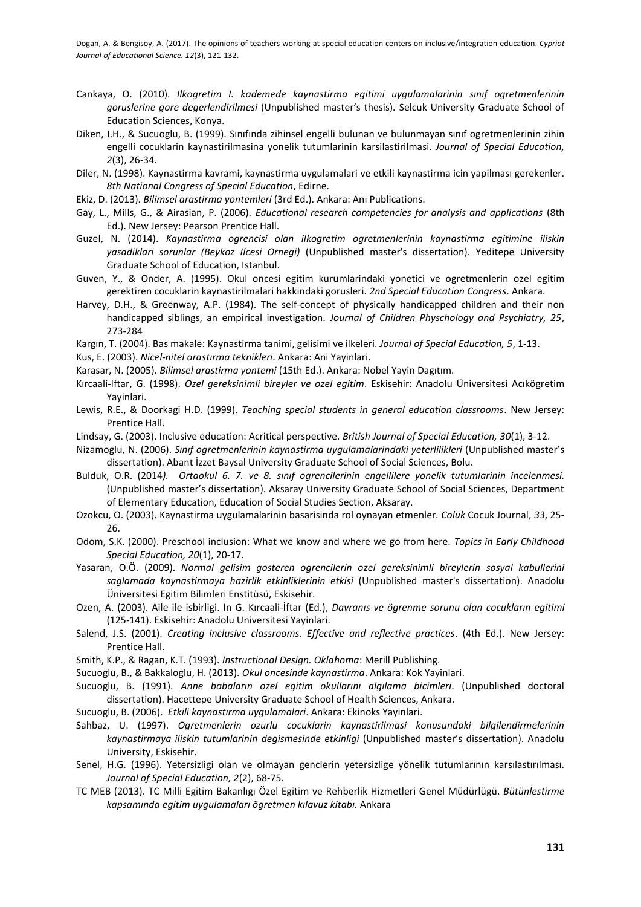Cankaya, O. (2010). *Ilkogretim I. kademede kaynastirma egitimi uygulamalarinin sınıf ogretmenlerinin goruslerine gore degerlendirilmesi* (Unpublished master's thesis). Selcuk University Graduate School of Education Sciences, Konya.

Diken, I.H., & Sucuoglu, B. (1999). Sınıfında zihinsel engelli bulunan ve bulunmayan sınıf ogretmenlerinin zihin engelli cocuklarin kaynastirilmasina yonelik tutumlarinin karsilastirilmasi. *Journal of Special Education, 2*(3), 26-34.

Diler, N. (1998). Kaynastirma kavrami, kaynastirma uygulamalari ve etkili kaynastirma icin yapilması gerekenler. *8th National Congress of Special Education*, Edirne.

Ekiz, D. (2013). *Bilimsel arastirma yontemleri* (3rd Ed.). Ankara: Anı Publications.

Gay, L., Mills, G., & Airasian, P. (2006). *Educational research competencies for analysis and applications* (8th Ed.). New Jersey: Pearson Prentice Hall.

Guzel, N. (2014). *Kaynastirma ogrencisi olan ilkogretim ogretmenlerinin kaynastirma egitimine iliskin yasadiklari sorunlar (Beykoz Ilcesi Ornegi)* (Unpublished master's dissertation). Yeditepe University Graduate School of Education, Istanbul.

Guven, Y., & Onder, A. (1995). Okul oncesi egitim kurumlarindaki yonetici ve ogretmenlerin ozel egitim gerektiren cocuklarin kaynastirilmalari hakkindaki gorusleri. *2nd Special Education Congress*. Ankara.

Harvey, D.H., & Greenway, A.P. (1984). The self-concept of physically handicapped children and their non handicapped siblings, an empirical investigation. *Journal of Children Physchology and Psychiatry, 25*, 273-284

Kargın, T. (2004). Bas makale: Kaynastirma tanimi, gelisimi ve ilkeleri. *Journal of Special Education, 5*, 1-13.

Kus, E. (2003). *Nicel-nitel arastırma teknikleri*. Ankara: Ani Yayinlari.

Karasar, N. (2005). *Bilimsel arastirma yontemi* (15th Ed.). Ankara: Nobel Yayin Dagıtım.

Kırcaali-Iftar, G. (1998). *Ozel gereksinimli bireyler ve ozel egitim*. Eskisehir: Anadolu Üniversitesi Acıkögretim Yayinlari.

Lewis, R.E., & Doorkagi H.D. (1999). *Teaching special students in general education classrooms*. New Jersey: Prentice Hall.

Lindsay, G. (2003). Inclusive education: Acritical perspective. *British Journal of Special Education, 30*(1), 3-12.

Nizamoglu, N. (2006). *Sınıf ogretmenlerinin kaynastirma uygulamalarindaki yeterlilikleri* (Unpublished master's dissertation). Abant İzzet Baysal University Graduate School of Social Sciences, Bolu.

Bulduk, O.R. (2014*). Ortaokul 6. 7. ve 8. sınıf ogrencilerinin engellilere yonelik tutumlarinin incelenmesi.* (Unpublished master's dissertation). Aksaray University Graduate School of Social Sciences, Department of Elementary Education, Education of Social Studies Section, Aksaray.

Ozokcu, O. (2003). Kaynastirma uygulamalarinin basarisinda rol oynayan etmenler. *Coluk* Cocuk Journal, *33*, 25-26.

Odom, S.K. (2000). Preschool inclusion: What we know and where we go from here. *Topics in Early Childhood Special Education, 20*(1), 20-17.

Yasaran, O.Ö. (2009). *Normal gelisim gosteren ogrencilerin ozel gereksinimli bireylerin sosyal kabullerini saglamada kaynastirmaya hazirlik etkinliklerinin etkisi* (Unpublished master's dissertation). Anadolu Üniversitesi Egitim Bilimleri Enstitüsü, Eskisehir.

Ozen, A. (2003). Aile ile isbirligi. In G. Kırcaali-İftar (Ed.), *Davranıs ve ögrenme sorunu olan cocukların egitimi* (125-141). Eskisehir: Anadolu Universitesi Yayinlari.

Salend, J.S. (2001). *Creating inclusive classrooms. Effective and reflective practices*. (4th Ed.). New Jersey: Prentice Hall.

Smith, K.P., & Ragan, K.T. (1993). *Instructional Design. Oklahoma*: Merill Publishing.

Sucuoglu, B., & Bakkaloglu, H. (2013). *Okul oncesinde kaynastirma*. Ankara: Kok Yayinlari.

Sucuoglu, B. (1991). *Anne babaların ozel egitim okullarını algılama bicimleri*. (Unpublished doctoral dissertation). Hacettepe University Graduate School of Health Sciences, Ankara.

Sucuoglu, B. (2006). *Etkili kaynastırma uygulamalari*. Ankara: Ekinoks Yayinlari.

Sahbaz, U. (1997). *Ogretmenlerin ozurlu cocuklarin kaynastirilmasi konusundaki bilgilendirmelerinin kaynastirmaya iliskin tutumlarinin degismesinde etkinligi* (Unpublished master's dissertation). Anadolu University, Eskisehir.

Senel, H.G. (1996). Yetersizligi olan ve olmayan genclerin yetersizlige yönelik tutumlarının karsılastırılması. *Journal of Special Education, 2*(2), 68-75.

TC MEB (2013). TC Milli Egitim Bakanlıgı Özel Egitim ve Rehberlik Hizmetleri Genel Müdürlügü. *Bütünlestirme kapsamında egitim uygulamaları ögretmen kılavuz kitabı.* Ankara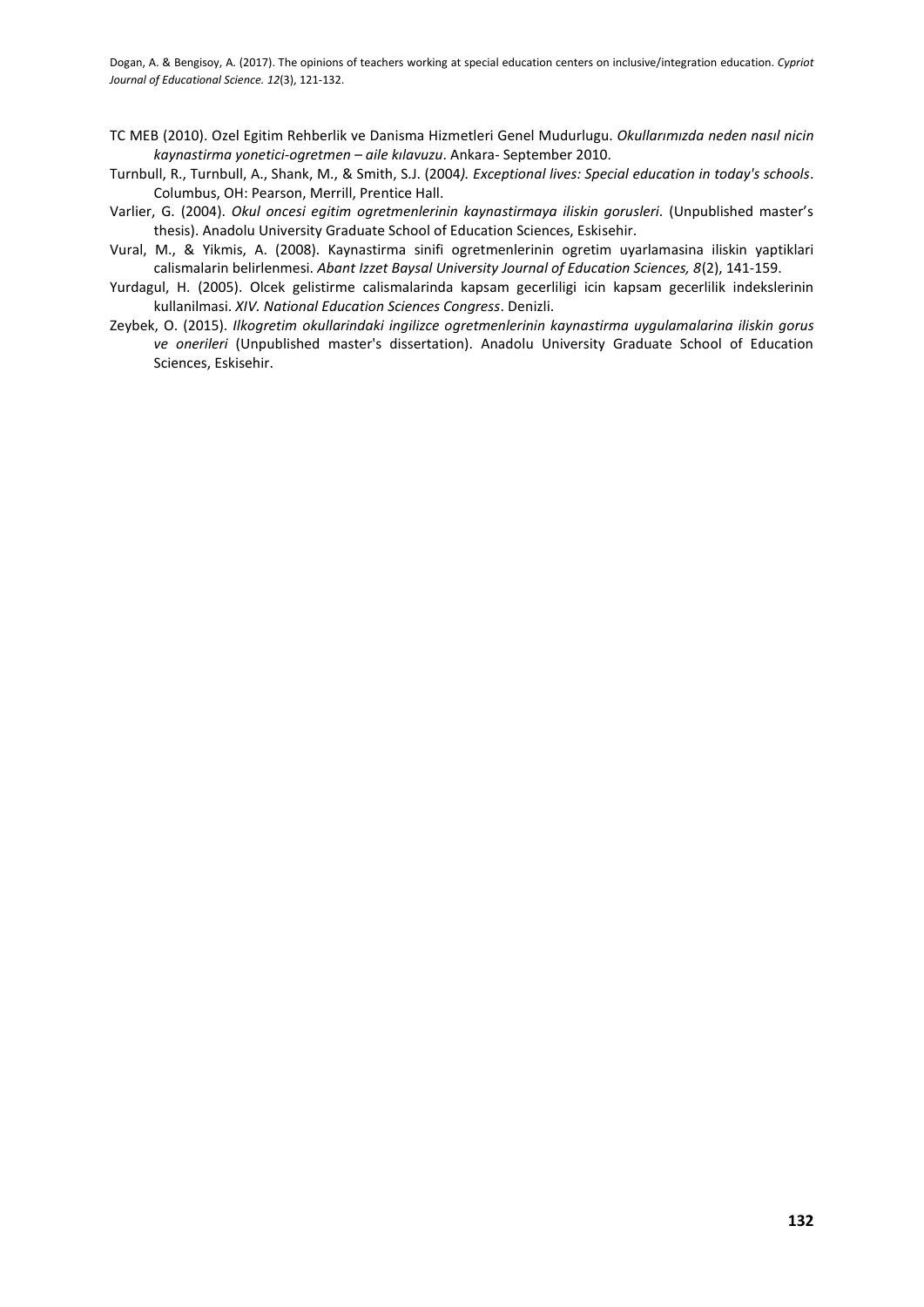TC MEB (2010). Ozel Egitim Rehberlik ve Danisma Hizmetleri Genel Mudurlugu. *Okullarımızda neden nasıl nicin kaynastirma yonetici-ogretmen – aile kılavuzu*. Ankara- September 2010.

Turnbull, R., Turnbull, A., Shank, M., & Smith, S.J. (2004*). Exceptional lives: Special education in today's schools*. Columbus, OH: Pearson, Merrill, Prentice Hall.

Varlier, G. (2004). *Okul oncesi egitim ogretmenlerinin kaynastirmaya iliskin gorusleri*. (Unpublished master's thesis). Anadolu University Graduate School of Education Sciences, Eskisehir.

Vural, M., & Yikmis, A. (2008). Kaynastirma sinifi ogretmenlerinin ogretim uyarlamasina iliskin yaptiklari calismalarin belirlenmesi. *Abant Izzet Baysal University Journal of Education Sciences, 8*(2), 141-159.

Yurdagul, H. (2005). Olcek gelistirme calismalarinda kapsam gecerliligi icin kapsam gecerlilik indekslerinin kullanilmasi. *XIV. National Education Sciences Congress*. Denizli.

Zeybek, O. (2015). *Ilkogretim okullarindaki ingilizce ogretmenlerinin kaynastirma uygulamalarina iliskin gorus ve onerileri* (Unpublished master's dissertation). Anadolu University Graduate School of Education Sciences, Eskisehir.